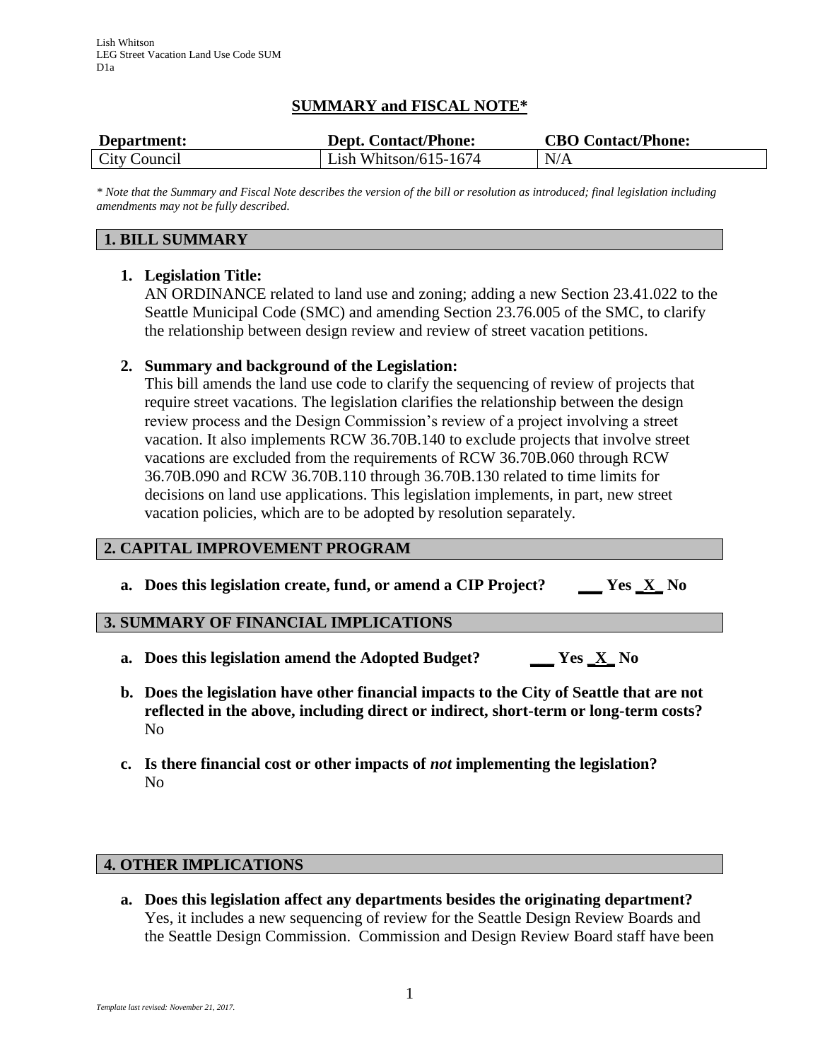Lish Whitson
LEG Street Vacation Land Use Code SUM
D1a

# SUMMARY and FISCAL NOTE*

| Department: | Dept. Contact/Phone: | CBO Contact/Phone: |
|---|---|---|
| City Council | Lish Whitson/615-1674 | N/A |

*\* Note that the Summary and Fiscal Note describes the version of the bill or resolution as introduced; final legislation including amendments may not be fully described.*

## 1. BILL SUMMARY

1. **Legislation Title:**
   AN ORDINANCE related to land use and zoning; adding a new Section 23.41.022 to the Seattle Municipal Code (SMC) and amending Section 23.76.005 of the SMC, to clarify the relationship between design review and review of street vacation petitions.

2. **Summary and background of the Legislation:**
   This bill amends the land use code to clarify the sequencing of review of projects that require street vacations. The legislation clarifies the relationship between the design review process and the Design Commission's review of a project involving a street vacation. It also implements RCW 36.70B.140 to exclude projects that involve street vacations are excluded from the requirements of RCW 36.70B.060 through RCW 36.70B.090 and RCW 36.70B.110 through 36.70B.130 related to time limits for decisions on land use applications. This legislation implements, in part, new street vacation policies, which are to be adopted by resolution separately.

## 2. CAPITAL IMPROVEMENT PROGRAM

a. **Does this legislation create, fund, or amend a CIP Project?** ___ Yes _X_ No

## 3. SUMMARY OF FINANCIAL IMPLICATIONS

a. **Does this legislation amend the Adopted Budget?** ___ Yes _X_ No

b. **Does the legislation have other financial impacts to the City of Seattle that are not reflected in the above, including direct or indirect, short-term or long-term costs?**
   No

c. **Is there financial cost or other impacts of *not* implementing the legislation?**
   No

## 4. OTHER IMPLICATIONS

a. **Does this legislation affect any departments besides the originating department?**
   Yes, it includes a new sequencing of review for the Seattle Design Review Boards and the Seattle Design Commission. Commission and Design Review Board staff have been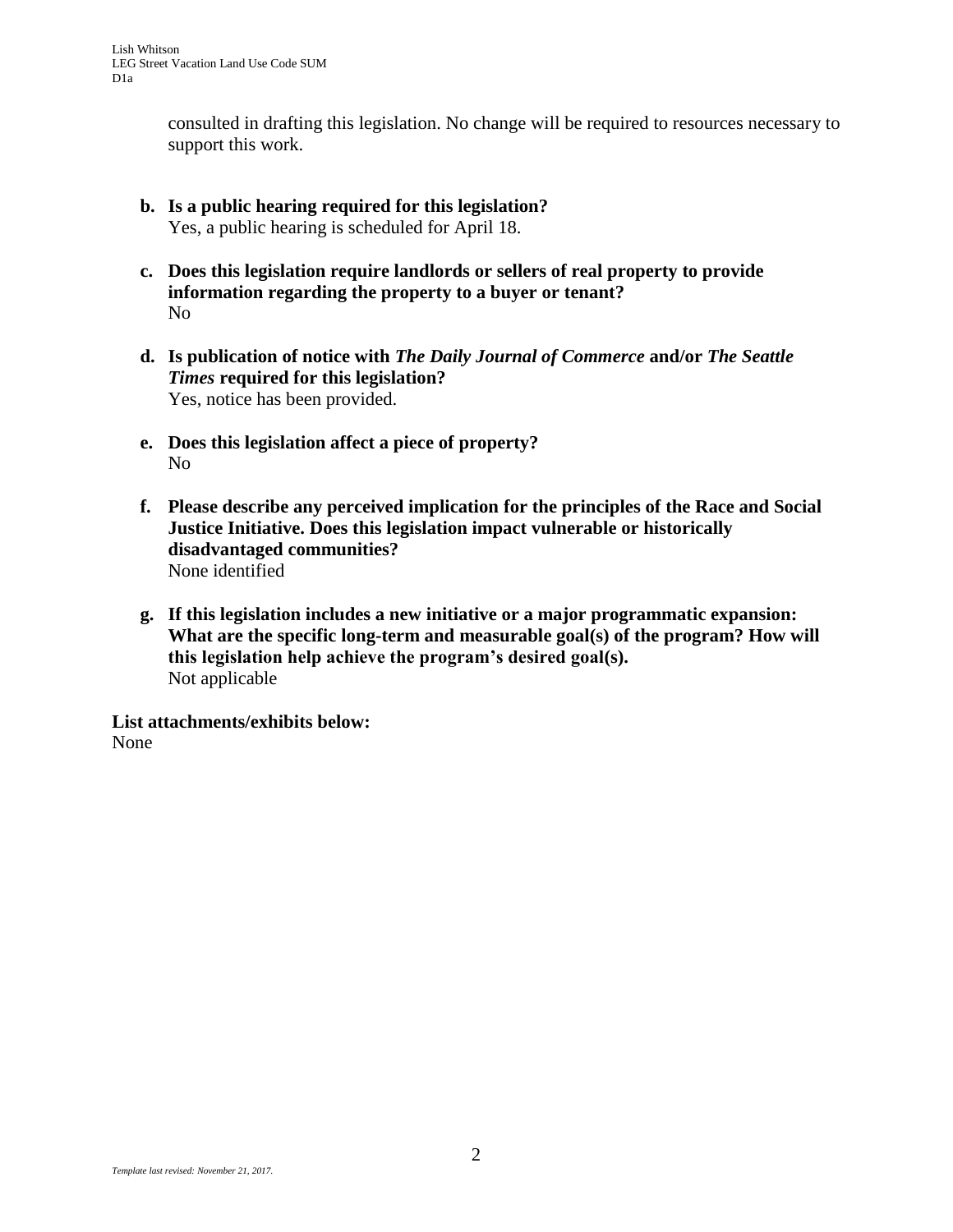consulted in drafting this legislation. No change will be required to resources necessary to support this work.

**b. Is a public hearing required for this legislation?**
Yes, a public hearing is scheduled for April 18.

**c. Does this legislation require landlords or sellers of real property to provide information regarding the property to a buyer or tenant?**
No

**d. Is publication of notice with *The Daily Journal of Commerce* and/or *The Seattle Times* required for this legislation?**
Yes, notice has been provided.

**e. Does this legislation affect a piece of property?**
No

**f. Please describe any perceived implication for the principles of the Race and Social Justice Initiative. Does this legislation impact vulnerable or historically disadvantaged communities?**
None identified

**g. If this legislation includes a new initiative or a major programmatic expansion: What are the specific long-term and measurable goal(s) of the program? How will this legislation help achieve the program's desired goal(s).**
Not applicable

**List attachments/exhibits below:**
None